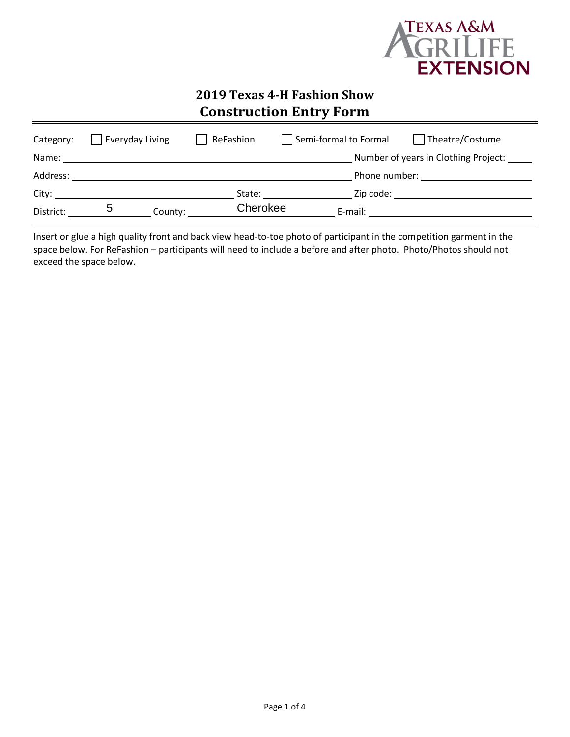TEXAS A&M AGRILIFE EXTENSION

# 2019 Texas 4-H Fashion Show
# Construction Entry Form

Category: ☐ Everyday Living ☐ ReFashion ☐ Semi-formal to Formal ☐ Theatre/Costume

Name: \_\_\_\_\_\_\_\_\_\_ Number of years in Clothing Project: \_\_\_\_\_

Address: \_\_\_\_\_\_\_\_\_\_ Phone number: \_\_\_\_\_\_\_\_\_\_

City: \_\_\_\_\_\_\_\_\_\_ State: \_\_\_\_\_\_\_\_\_\_ Zip code: \_\_\_\_\_\_\_\_\_\_

District: 5 County: Cherokee E-mail: \_\_\_\_\_\_\_\_\_\_

Insert or glue a high quality front and back view head-to-toe photo of participant in the competition garment in the space below. For ReFashion – participants will need to include a before and after photo. Photo/Photos should not exceed the space below.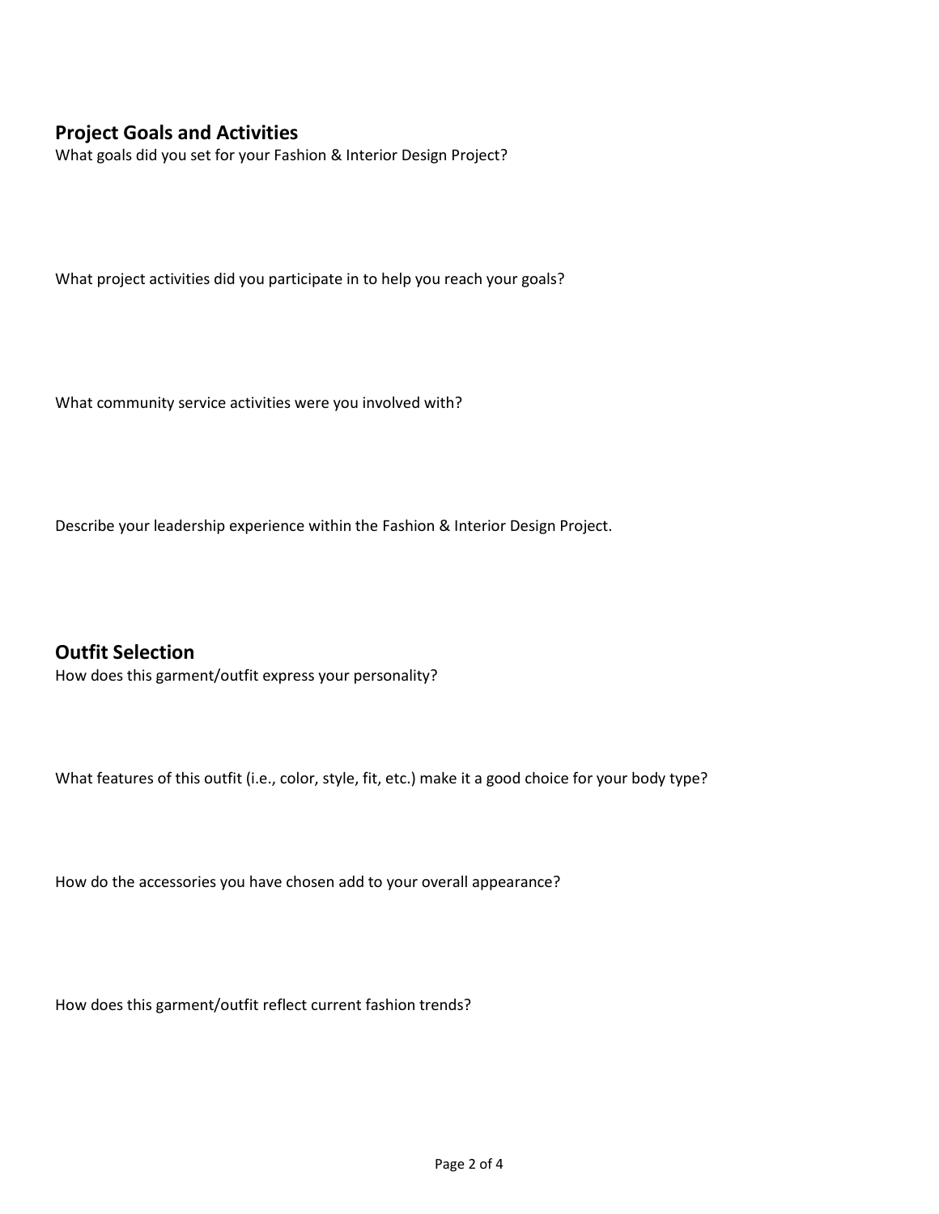## Project Goals and Activities

What goals did you set for your Fashion & Interior Design Project?

What project activities did you participate in to help you reach your goals?

What community service activities were you involved with?

Describe your leadership experience within the Fashion & Interior Design Project.

## Outfit Selection

How does this garment/outfit express your personality?

What features of this outfit (i.e., color, style, fit, etc.) make it a good choice for your body type?

How do the accessories you have chosen add to your overall appearance?

How does this garment/outfit reflect current fashion trends?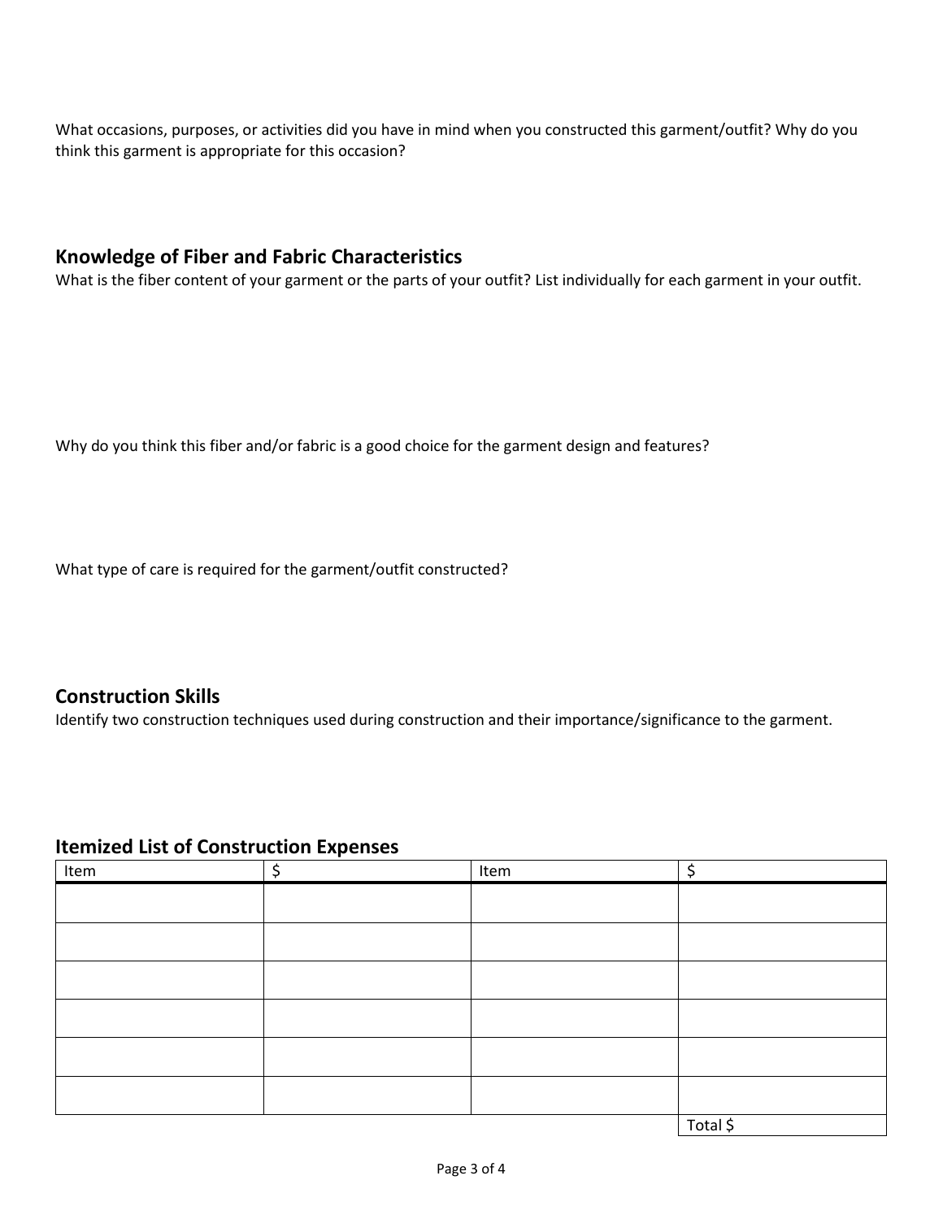What occasions, purposes, or activities did you have in mind when you constructed this garment/outfit? Why do you think this garment is appropriate for this occasion?

## Knowledge of Fiber and Fabric Characteristics

What is the fiber content of your garment or the parts of your outfit? List individually for each garment in your outfit.

Why do you think this fiber and/or fabric is a good choice for the garment design and features?

What type of care is required for the garment/outfit constructed?

## Construction Skills

Identify two construction techniques used during construction and their importance/significance to the garment.

## Itemized List of Construction Expenses

| Item | $ | Item | $ |
|---|---|---|---|
| | | | |
| | | | |
| | | | |
| | | | |
| | | | |
| | | | |
| | | | Total $ |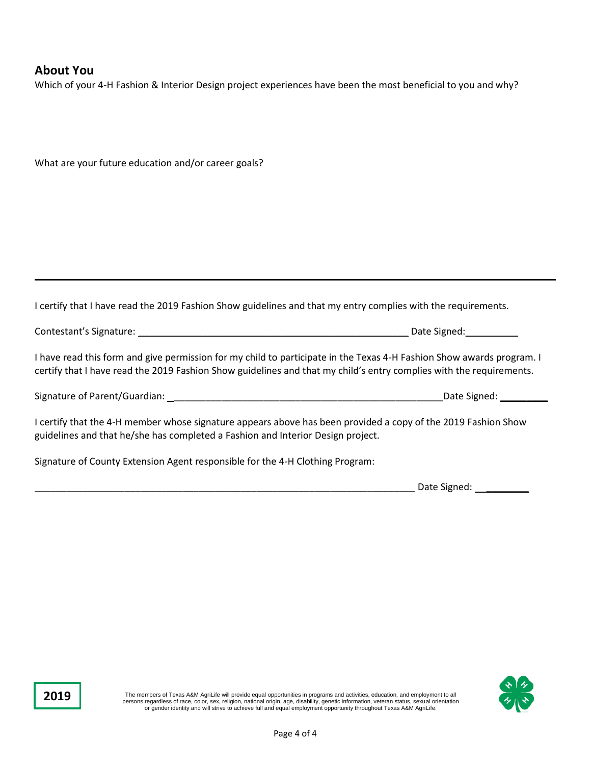## About You

Which of your 4-H Fashion & Interior Design project experiences have been the most beneficial to you and why?

What are your future education and/or career goals?

---

I certify that I have read the 2019 Fashion Show guidelines and that my entry complies with the requirements.

Contestant's Signature: ____________________________________________________ Date Signed:__________

I have read this form and give permission for my child to participate in the Texas 4-H Fashion Show awards program. I certify that I have read the 2019 Fashion Show guidelines and that my child's entry complies with the requirements.

Signature of Parent/Guardian: ____________________________________________________Date Signed: _________

I certify that the 4-H member whose signature appears above has been provided a copy of the 2019 Fashion Show guidelines and that he/she has completed a Fashion and Interior Design project.

Signature of County Extension Agent responsible for the 4-H Clothing Program:

________________________________________________________________________ Date Signed: _________

2019

The members of Texas A&M AgriLife will provide equal opportunities in programs and activities, education, and employment to all persons regardless of race, color, sex, religion, national origin, age, disability, genetic information, veteran status, sexual orientation or gender identity and will strive to achieve full and equal employment opportunity throughout Texas A&M AgriLife.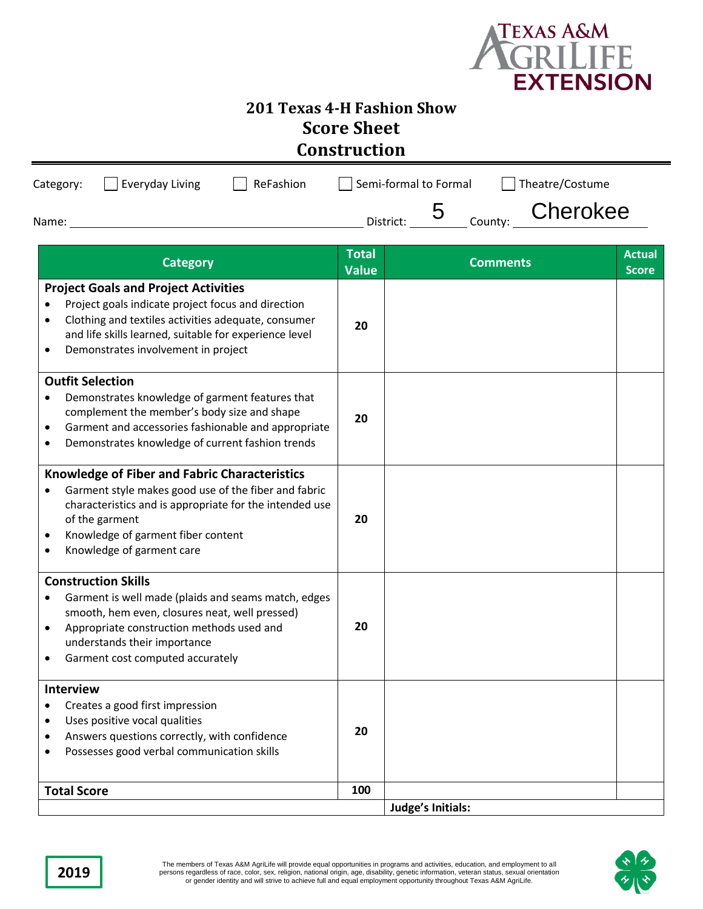Texas A&M AgriLife Extension

# 201 Texas 4-H Fashion Show
## Score Sheet
## Construction

Category: ☐ Everyday Living ☐ ReFashion ☐ Semi-formal to Formal ☐ Theatre/Costume

Name: ______________________ District: 5 County: Cherokee

| Category | Total Value | Comments | Actual Score |
|---|---|---|---|
| **Project Goals and Project Activities**<br>• Project goals indicate project focus and direction<br>• Clothing and textiles activities adequate, consumer and life skills learned, suitable for experience level<br>• Demonstrates involvement in project | 20 | | |
| **Outfit Selection**<br>• Demonstrates knowledge of garment features that complement the member's body size and shape<br>• Garment and accessories fashionable and appropriate<br>• Demonstrates knowledge of current fashion trends | 20 | | |
| **Knowledge of Fiber and Fabric Characteristics**<br>• Garment style makes good use of the fiber and fabric characteristics and is appropriate for the intended use of the garment<br>• Knowledge of garment fiber content<br>• Knowledge of garment care | 20 | | |
| **Construction Skills**<br>• Garment is well made (plaids and seams match, edges smooth, hem even, closures neat, well pressed)<br>• Appropriate construction methods used and understands their importance<br>• Garment cost computed accurately | 20 | | |
| **Interview**<br>• Creates a good first impression<br>• Uses positive vocal qualities<br>• Answers questions correctly, with confidence<br>• Possesses good verbal communication skills | 20 | | |
| **Total Score** | 100 | | |
| | | **Judge's Initials:** | |

2019

The members of Texas A&M AgriLife will provide equal opportunities in programs and activities, education, and employment to all persons regardless of race, color, sex, religion, national origin, age, disability, genetic information, veteran status, sexual orientation or gender identity and will strive to achieve full and equal employment opportunity throughout Texas A&M AgriLife.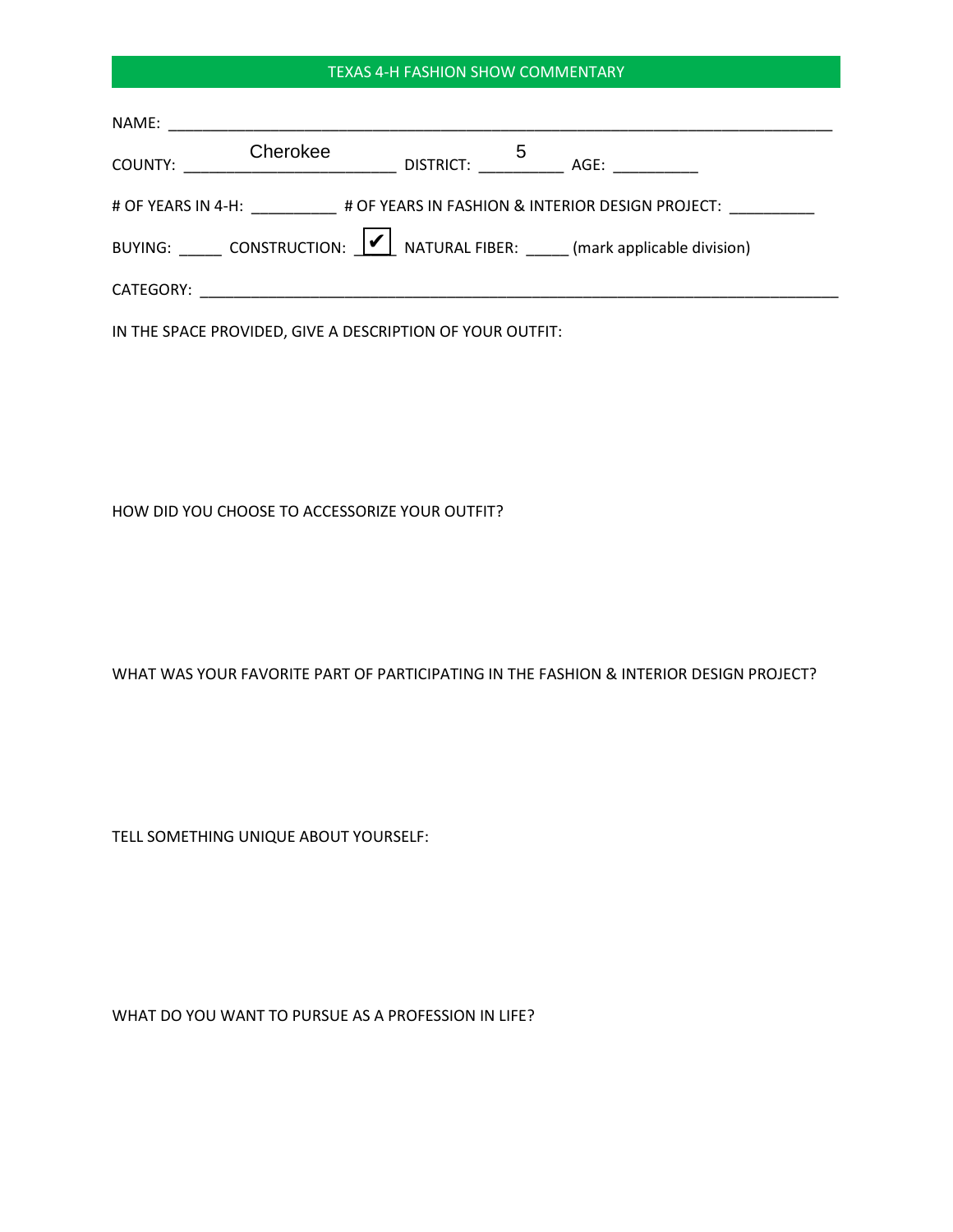# TEXAS 4-H FASHION SHOW COMMENTARY

NAME: ______________________________________________________________________________

COUNTY: Cherokee DISTRICT: 5 AGE: __________

# OF YEARS IN 4-H: __________ # OF YEARS IN FASHION & INTERIOR DESIGN PROJECT: __________

BUYING: _____ CONSTRUCTION: ✔ NATURAL FIBER: _____ (mark applicable division)

CATEGORY: ______________________________________________________________________________

IN THE SPACE PROVIDED, GIVE A DESCRIPTION OF YOUR OUTFIT:

HOW DID YOU CHOOSE TO ACCESSORIZE YOUR OUTFIT?

WHAT WAS YOUR FAVORITE PART OF PARTICIPATING IN THE FASHION & INTERIOR DESIGN PROJECT?

TELL SOMETHING UNIQUE ABOUT YOURSELF:

WHAT DO YOU WANT TO PURSUE AS A PROFESSION IN LIFE?